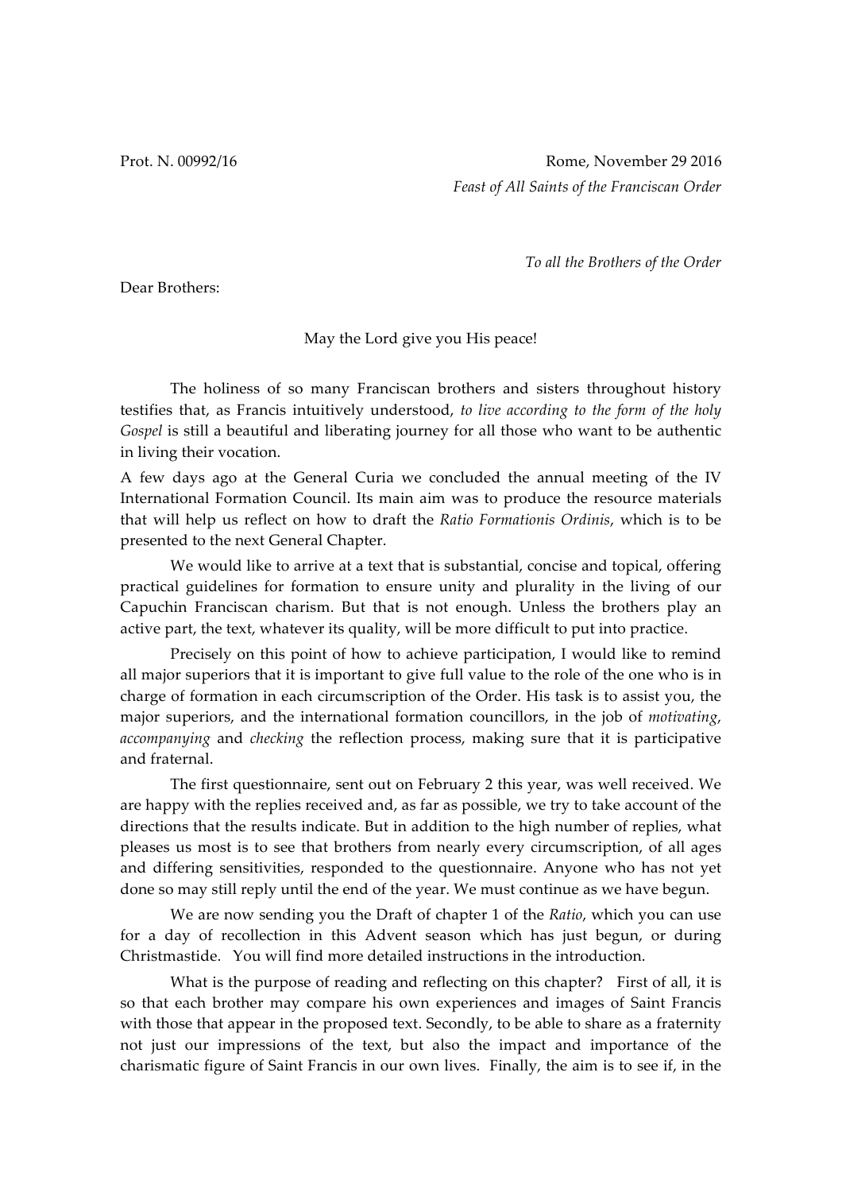Prot. N. 00992/16 Rome, November 29 2016

*Feast of All Saints of the Franciscan Order*

*To all the Brothers of the Order*

Dear Brothers:

May the Lord give you His peace!

The holiness of so many Franciscan brothers and sisters throughout history testifies that, as Francis intuitively understood, *to live according to the form of the holy Gospel* is still a beautiful and liberating journey for all those who want to be authentic in living their vocation.

A few days ago at the General Curia we concluded the annual meeting of the IV International Formation Council. Its main aim was to produce the resource materials that will help us reflect on how to draft the *Ratio Formationis Ordinis*, which is to be presented to the next General Chapter.

We would like to arrive at a text that is substantial, concise and topical, offering practical guidelines for formation to ensure unity and plurality in the living of our Capuchin Franciscan charism. But that is not enough. Unless the brothers play an active part, the text, whatever its quality, will be more difficult to put into practice.

Precisely on this point of how to achieve participation, I would like to remind all major superiors that it is important to give full value to the role of the one who is in charge of formation in each circumscription of the Order. His task is to assist you, the major superiors, and the international formation councillors, in the job of *motivating*, *accompanying* and *checking* the reflection process, making sure that it is participative and fraternal.

The first questionnaire, sent out on February 2 this year, was well received. We are happy with the replies received and, as far as possible, we try to take account of the directions that the results indicate. But in addition to the high number of replies, what pleases us most is to see that brothers from nearly every circumscription, of all ages and differing sensitivities, responded to the questionnaire. Anyone who has not yet done so may still reply until the end of the year. We must continue as we have begun.

We are now sending you the Draft of chapter 1 of the *Ratio*, which you can use for a day of recollection in this Advent season which has just begun, or during Christmastide. You will find more detailed instructions in the introduction.

What is the purpose of reading and reflecting on this chapter? First of all, it is so that each brother may compare his own experiences and images of Saint Francis with those that appear in the proposed text. Secondly, to be able to share as a fraternity not just our impressions of the text, but also the impact and importance of the charismatic figure of Saint Francis in our own lives. Finally, the aim is to see if, in the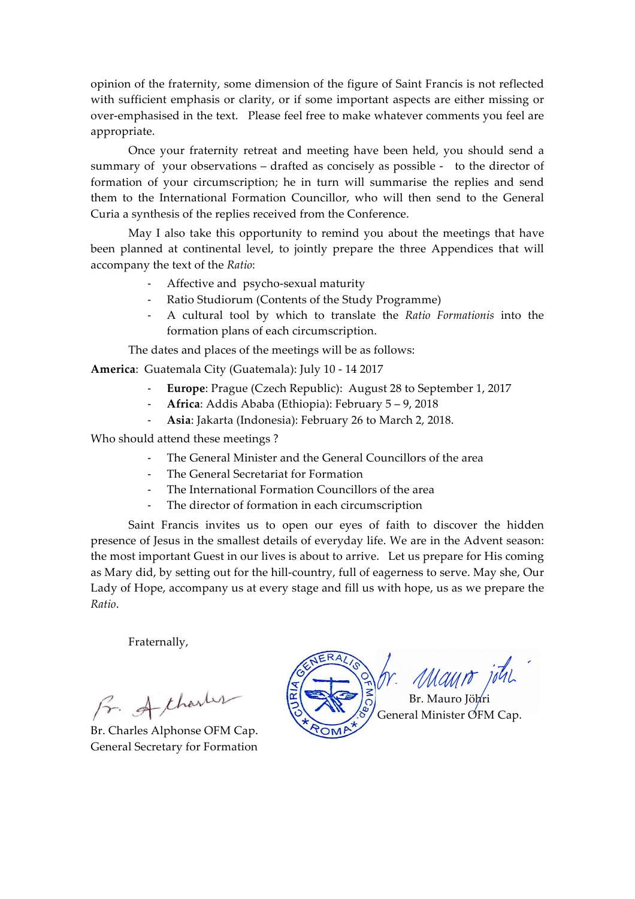opinion of the fraternity, some dimension of the figure of Saint Francis is not reflected with sufficient emphasis or clarity, or if some important aspects are either missing or over-emphasised in the text. Please feel free to make whatever comments you feel are appropriate.

Once your fraternity retreat and meeting have been held, you should send a summary of your observations – drafted as concisely as possible - to the director of formation of your circumscription; he in turn will summarise the replies and send them to the International Formation Councillor, who will then send to the General Curia a synthesis of the replies received from the Conference.

May I also take this opportunity to remind you about the meetings that have been planned at continental level, to jointly prepare the three Appendices that will accompany the text of the *Ratio*:

- Affective and psycho-sexual maturity
- Ratio Studiorum (Contents of the Study Programme)
- A cultural tool by which to translate the *Ratio Formationis* into the formation plans of each circumscription.

The dates and places of the meetings will be as follows:

**America**: Guatemala City (Guatemala): July 10 - 14 2017

- **Europe**: Prague (Czech Republic): August 28 to September 1, 2017
- **Africa**: Addis Ababa (Ethiopia): February 5 – 9, 2018
- **Asia**: Jakarta (Indonesia): February 26 to March 2, 2018.

Who should attend these meetings ?

- The General Minister and the General Councillors of the area
- The General Secretariat for Formation
- The International Formation Councillors of the area
- The director of formation in each circumscription

Saint Francis invites us to open our eyes of faith to discover the hidden presence of Jesus in the smallest details of everyday life. We are in the Advent season: the most important Guest in our lives is about to arrive. Let us prepare for His coming as Mary did, by setting out for the hill-country, full of eagerness to serve. May she, Our Lady of Hope, accompany us at every stage and fill us with hope, us as we prepare the *Ratio*.

Fraternally,

Br. Charles Alphonse OFM Cap.
General Secretary for Formation

CURIA GENERALIS OFMCap. ROMA

Br. Mauro Jöhri
General Minister OFM Cap.